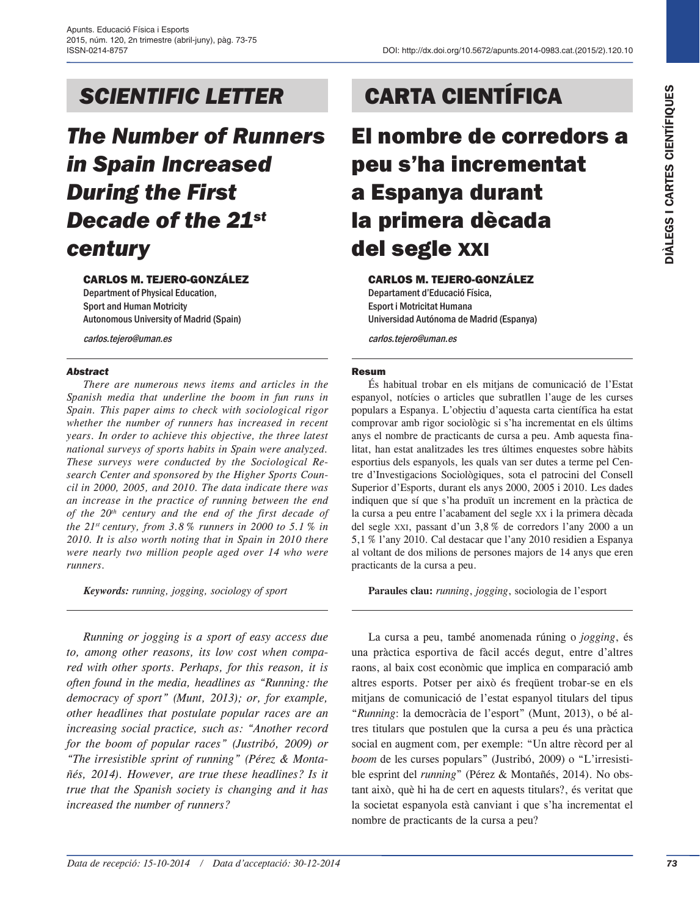# SCIENTIFIC LETTER

## *The Number of Runners in Spain Increased During the First Decade of the 21st century*

**CARLOS M. TEJERO-GONZÁLEZ**
Department of Physical Education,
Sport and Human Motricity
Autonomous University of Madrid (Spain)

*carlos.tejero@uman.es*

***Abstract***

*There are numerous news items and articles in the Spanish media that underline the boom in fun runs in Spain. This paper aims to check with sociological rigor whether the number of runners has increased in recent years. In order to achieve this objective, the three latest national surveys of sports habits in Spain were analyzed. These surveys were conducted by the Sociological Research Center and sponsored by the Higher Sports Council in 2000, 2005, and 2010. The data indicate there was an increase in the practice of running between the end of the 20th century and the end of the first decade of the 21st century, from 3.8 % runners in 2000 to 5.1 % in 2010. It is also worth noting that in Spain in 2010 there were nearly two million people aged over 14 who were runners.*

***Keywords:*** *running, jogging, sociology of sport*

*Running or jogging is a sport of easy access due to, among other reasons, its low cost when compared with other sports. Perhaps, for this reason, it is often found in the media, headlines as "Running: the democracy of sport" (Munt, 2013); or, for example, other headlines that postulate popular races are an increasing social practice, such as: "Another record for the boom of popular races" (Justribó, 2009) or "The irresistible sprint of running" (Pérez & Montañés, 2014). However, are true these headlines? Is it true that the Spanish society is changing and it has increased the number of runners?*

# CARTA CIENTÍFICA

## El nombre de corredors a peu s'ha incrementat a Espanya durant la primera dècada del segle XXI

**CARLOS M. TEJERO-GONZÁLEZ**
Departament d'Educació Física,
Esport i Motricitat Humana
Universidad Autónoma de Madrid (Espanya)

*carlos.tejero@uman.es*

**Resum**

És habitual trobar en els mitjans de comunicació de l'Estat espanyol, notícies o articles que subratllen l'auge de les curses populars a Espanya. L'objectiu d'aquesta carta científica ha estat comprovar amb rigor sociològic si s'ha incrementat en els últims anys el nombre de practicants de cursa a peu. Amb aquesta finalitat, han estat analitzades les tres últimes enquestes sobre hàbits esportius dels espanyols, les quals van ser dutes a terme pel Centre d'Investigacions Sociològiques, sota el patrocini del Consell Superior d'Esports, durant els anys 2000, 2005 i 2010. Les dades indiquen que sí que s'ha produït un increment en la pràctica de la cursa a peu entre l'acabament del segle XX i la primera dècada del segle XXI, passant d'un 3,8 % de corredors l'any 2000 a un 5,1 % l'any 2010. Cal destacar que l'any 2010 residien a Espanya al voltant de dos milions de persones majors de 14 anys que eren practicants de la cursa a peu.

**Paraules clau:** *running*, *jogging*, sociologia de l'esport

La cursa a peu, també anomenada rúning o *jogging*, és una pràctica esportiva de fàcil accés degut, entre d'altres raons, al baix cost econòmic que implica en comparació amb altres esports. Potser per això és freqüent trobar-se en els mitjans de comunicació de l'estat espanyol titulars del tipus "*Running*: la democràcia de l'esport" (Munt, 2013), o bé altres titulars que postulen que la cursa a peu és una pràctica social en augment com, per exemple: "Un altre rècord per al *boom* de les curses populars" (Justribó, 2009) o "L'irresistible esprint del *running*" (Pérez & Montañés, 2014). No obstant això, què hi ha de cert en aquests titulars?, és veritat que la societat espanyola està canviant i que s'ha incrementat el nombre de practicants de la cursa a peu?

*Data de recepció: 15-10-2014 / Data d'acceptació: 30-12-2014*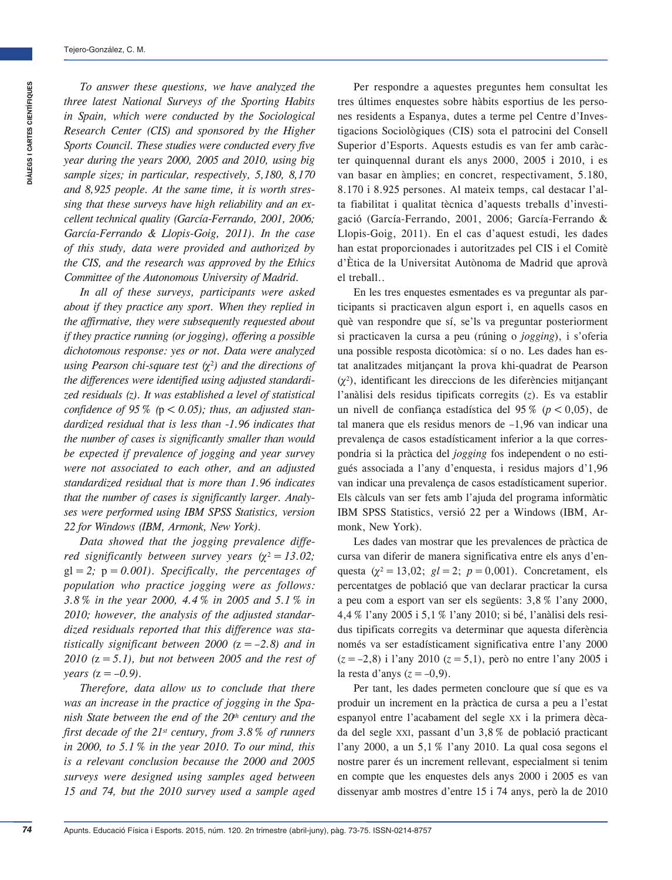*To answer these questions, we have analyzed the three latest National Surveys of the Sporting Habits in Spain, which were conducted by the Sociological Research Center (CIS) and sponsored by the Higher Sports Council. These studies were conducted every five year during the years 2000, 2005 and 2010, using big sample sizes; in particular, respectively, 5,180, 8,170 and 8,925 people. At the same time, it is worth stressing that these surveys have high reliability and an excellent technical quality (García-Ferrando, 2001, 2006; García-Ferrando & Llopis-Goig, 2011). In the case of this study, data were provided and authorized by the CIS, and the research was approved by the Ethics Committee of the Autonomous University of Madrid.*

*In all of these surveys, participants were asked about if they practice any sport. When they replied in the affirmative, they were subsequently requested about if they practice running (or jogging), offering a possible dichotomous response: yes or not. Data were analyzed using Pearson chi-square test ($\chi^2$) and the directions of the differences were identified using adjusted standardized residuals (z). It was established a level of statistical confidence of 95 % ($p < 0.05$); thus, an adjusted standardized residual that is less than -1.96 indicates that the number of cases is significantly smaller than would be expected if prevalence of jogging and year survey were not associated to each other, and an adjusted standardized residual that is more than 1.96 indicates that the number of cases is significantly larger. Analyses were performed using IBM SPSS Statistics, version 22 for Windows (IBM, Armonk, New York).*

*Data showed that the jogging prevalence differed significantly between survey years ($\chi^2 = 13.02$; gl $= 2$; $p = 0.001$). Specifically, the percentages of population who practice jogging were as follows: 3.8 % in the year 2000, 4.4 % in 2005 and 5.1 % in 2010; however, the analysis of the adjusted standardized residuals reported that this difference was statistically significant between 2000 ($z = -2.8$) and in 2010 ($z = 5.1$), but not between 2005 and the rest of years ($z = -0.9$).*

*Therefore, data allow us to conclude that there was an increase in the practice of jogging in the Spanish State between the end of the 20^th^ century and the first decade of the 21^st^ century, from 3.8 % of runners in 2000, to 5.1 % in the year 2010. To our mind, this is a relevant conclusion because the 2000 and 2005 surveys were designed using samples aged between 15 and 74, but the 2010 survey used a sample aged*

Per respondre a aquestes preguntes hem consultat les tres últimes enquestes sobre hàbits esportius de les persones residents a Espanya, dutes a terme pel Centre d'Investigacions Sociològiques (CIS) sota el patrocini del Consell Superior d'Esports. Aquests estudis es van fer amb caràcter quinquennal durant els anys 2000, 2005 i 2010, i es van basar en àmplies; en concret, respectivament, 5.180, 8.170 i 8.925 persones. Al mateix temps, cal destacar l'alta fiabilitat i qualitat tècnica d'aquests treballs d'investigació (García-Ferrando, 2001, 2006; García-Ferrando & Llopis-Goig, 2011). En el cas d'aquest estudi, les dades han estat proporcionades i autoritzades pel CIS i el Comitè d'Ètica de la Universitat Autònoma de Madrid que aprovà el treball..

En les tres enquestes esmentades es va preguntar als participants si practicaven algun esport i, en aquells casos en què van respondre que sí, se'ls va preguntar posteriorment si practicaven la cursa a peu (rúning o *jogging*), i s'oferia una possible resposta dicotòmica: sí o no. Les dades han estat analitzades mitjançant la prova khi-quadrat de Pearson ($\chi^2$), identificant les direccions de les diferències mitjançant l'anàlisi dels residus tipificats corregits ($z$). Es va establir un nivell de confiança estadística del 95 % ($p < 0{,}05$), de tal manera que els residus menors de –1,96 van indicar una prevalença de casos estadísticament inferior a la que correspondria si la pràctica del *jogging* fos independent o no estigués associada a l'any d'enquesta, i residus majors d'1,96 van indicar una prevalença de casos estadísticament superior. Els càlculs van ser fets amb l'ajuda del programa informàtic IBM SPSS Statistics, versió 22 per a Windows (IBM, Armonk, New York).

Les dades van mostrar que les prevalences de pràctica de cursa van diferir de manera significativa entre els anys d'enquesta ($\chi^2 = 13{,}02$; $gl = 2$; $p = 0{,}001$). Concretament, els percentatges de població que van declarar practicar la cursa a peu com a esport van ser els següents: 3,8 % l'any 2000, 4,4 % l'any 2005 i 5,1 % l'any 2010; si bé, l'anàlisi dels residus tipificats corregits va determinar que aquesta diferència només va ser estadísticament significativa entre l'any 2000 ($z = -2{,}8$) i l'any 2010 ($z = 5{,}1$), però no entre l'any 2005 i la resta d'anys ($z = -0{,}9$).

Per tant, les dades permeten concloure que sí que es va produir un increment en la pràctica de cursa a peu a l'estat espanyol entre l'acabament del segle XX i la primera dècada del segle XXI, passant d'un 3,8 % de població practicant l'any 2000, a un 5,1 % l'any 2010. La qual cosa segons el nostre parer és un increment rellevant, especialment si tenim en compte que les enquestes dels anys 2000 i 2005 es van dissenyar amb mostres d'entre 15 i 74 anys, però la de 2010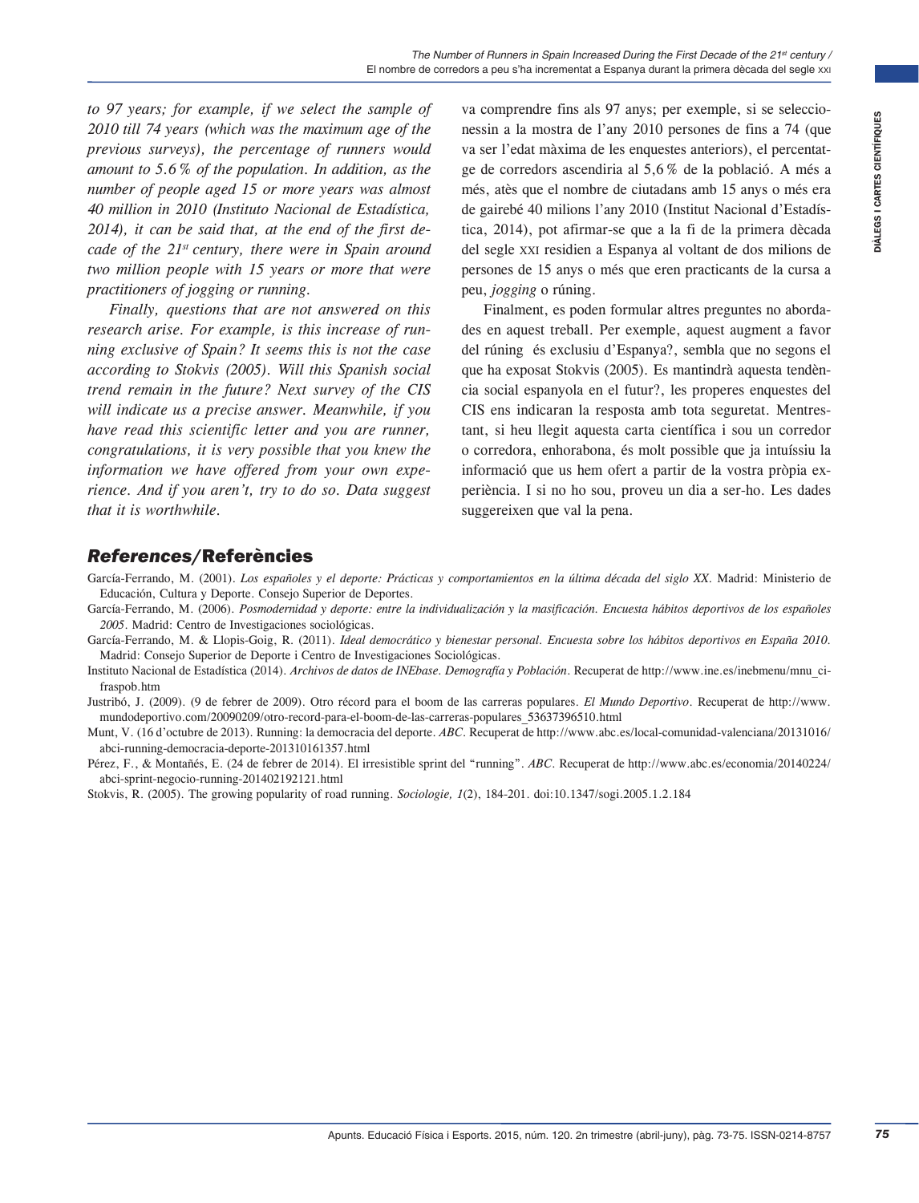*to 97 years; for example, if we select the sample of 2010 till 74 years (which was the maximum age of the previous surveys), the percentage of runners would amount to 5.6% of the population. In addition, as the number of people aged 15 or more years was almost 40 million in 2010 (Instituto Nacional de Estadística, 2014), it can be said that, at the end of the first decade of the 21st century, there were in Spain around two million people with 15 years or more that were practitioners of jogging or running.*

*Finally, questions that are not answered on this research arise. For example, is this increase of running exclusive of Spain? It seems this is not the case according to Stokvis (2005). Will this Spanish social trend remain in the future? Next survey of the CIS will indicate us a precise answer. Meanwhile, if you have read this scientific letter and you are runner, congratulations, it is very possible that you knew the information we have offered from your own experience. And if you aren't, try to do so. Data suggest that it is worthwhile.*

va comprendre fins als 97 anys; per exemple, si se seleccionessin a la mostra de l'any 2010 persones de fins a 74 (que va ser l'edat màxima de les enquestes anteriors), el percentatge de corredors ascendiria al 5,6% de la població. A més a més, atès que el nombre de ciutadans amb 15 anys o més era de gairebé 40 milions l'any 2010 (Institut Nacional d'Estadística, 2014), pot afirmar-se que a la fi de la primera dècada del segle XXI residien a Espanya al voltant de dos milions de persones de 15 anys o més que eren practicants de la cursa a peu, *jogging* o rúning.

Finalment, es poden formular altres preguntes no abordades en aquest treball. Per exemple, aquest augment a favor del rúning és exclusiu d'Espanya?, sembla que no segons el que ha exposat Stokvis (2005). Es mantindrà aquesta tendència social espanyola en el futur?, les properes enquestes del CIS ens indicaran la resposta amb tota seguretat. Mentrestant, si heu llegit aquesta carta científica i sou un corredor o corredora, enhorabona, és molt possible que ja intuíssiu la informació que us hem ofert a partir de la vostra pròpia experiència. I si no ho sou, proveu un dia a ser-ho. Les dades suggereixen que val la pena.

## *References*/Referències

García-Ferrando, M. (2001). *Los españoles y el deporte: Prácticas y comportamientos en la última década del siglo XX*. Madrid: Ministerio de Educación, Cultura y Deporte. Consejo Superior de Deportes.

García-Ferrando, M. (2006). *Posmodernidad y deporte: entre la individualización y la masificación. Encuesta hábitos deportivos de los españoles 2005*. Madrid: Centro de Investigaciones sociológicas.

García-Ferrando, M. & Llopis-Goig, R. (2011). *Ideal democrático y bienestar personal. Encuesta sobre los hábitos deportivos en España 2010*. Madrid: Consejo Superior de Deporte i Centro de Investigaciones Sociológicas.

Instituto Nacional de Estadística (2014). *Archivos de datos de INEbase. Demografía y Población*. Recuperat de http://www.ine.es/inebmenu/mnu_cifraspob.htm

Justribó, J. (2009). (9 de febrer de 2009). Otro récord para el boom de las carreras populares. *El Mundo Deportivo*. Recuperat de http://www.mundodeportivo.com/20090209/otro-record-para-el-boom-de-las-carreras-populares_53637396510.html

Munt, V. (16 d'octubre de 2013). Running: la democracia del deporte. *ABC*. Recuperat de http://www.abc.es/local-comunidad-valenciana/20131016/abci-running-democracia-deporte-201310161357.html

Pérez, F., & Montañés, E. (24 de febrer de 2014). El irresistible sprint del "running". *ABC*. Recuperat de http://www.abc.es/economia/20140224/abci-sprint-negocio-running-201402192121.html

Stokvis, R. (2005). The growing popularity of road running. *Sociologie, 1*(2), 184-201. doi:10.1347/sogi.2005.1.2.184